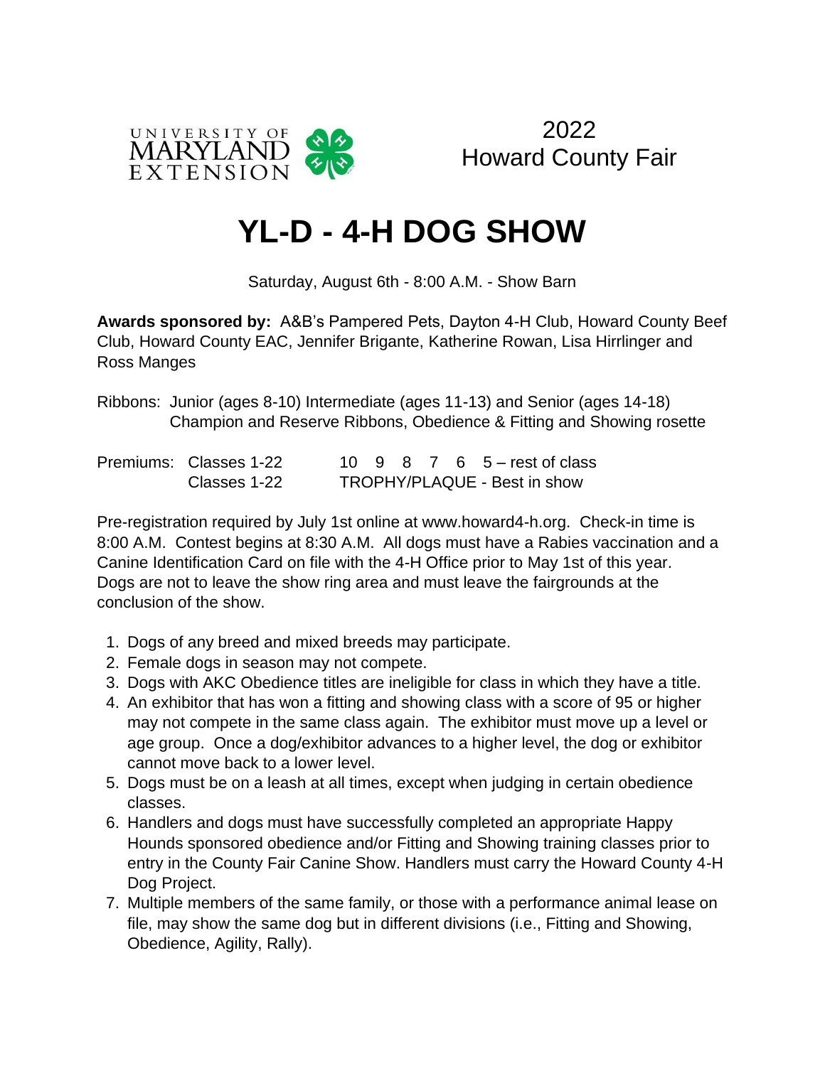UNIVERSITY OF MARYLAND EXTENSION

2022
Howard County Fair

# YL-D - 4-H DOG SHOW

Saturday, August 6th - 8:00 A.M. - Show Barn

**Awards sponsored by:** A&B's Pampered Pets, Dayton 4-H Club, Howard County Beef Club, Howard County EAC, Jennifer Brigante, Katherine Rowan, Lisa Hirrlinger and Ross Manges

Ribbons: Junior (ages 8-10) Intermediate (ages 11-13) and Senior (ages 14-18) Champion and Reserve Ribbons, Obedience & Fitting and Showing rosette

| Premiums: | Classes 1-22 | 10 9 8 7 6 5 – rest of class |
|---|---|---|
| | Classes 1-22 | TROPHY/PLAQUE - Best in show |

Pre-registration required by July 1st online at www.howard4-h.org. Check-in time is 8:00 A.M. Contest begins at 8:30 A.M. All dogs must have a Rabies vaccination and a Canine Identification Card on file with the 4-H Office prior to May 1st of this year. Dogs are not to leave the show ring area and must leave the fairgrounds at the conclusion of the show.

1. Dogs of any breed and mixed breeds may participate.
2. Female dogs in season may not compete.
3. Dogs with AKC Obedience titles are ineligible for class in which they have a title.
4. An exhibitor that has won a fitting and showing class with a score of 95 or higher may not compete in the same class again. The exhibitor must move up a level or age group. Once a dog/exhibitor advances to a higher level, the dog or exhibitor cannot move back to a lower level.
5. Dogs must be on a leash at all times, except when judging in certain obedience classes.
6. Handlers and dogs must have successfully completed an appropriate Happy Hounds sponsored obedience and/or Fitting and Showing training classes prior to entry in the County Fair Canine Show. Handlers must carry the Howard County 4-H Dog Project.
7. Multiple members of the same family, or those with a performance animal lease on file, may show the same dog but in different divisions (i.e., Fitting and Showing, Obedience, Agility, Rally).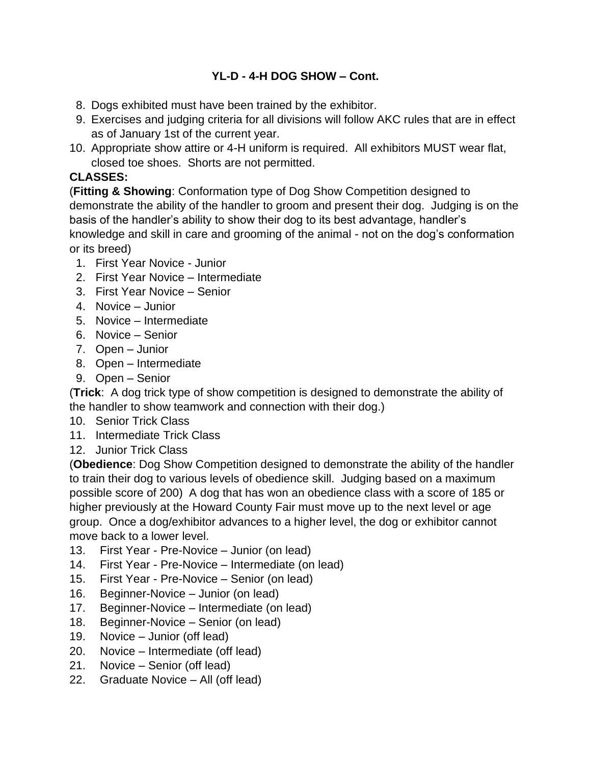## YL-D - 4-H DOG SHOW – Cont.

8. Dogs exhibited must have been trained by the exhibitor.
9. Exercises and judging criteria for all divisions will follow AKC rules that are in effect as of January 1st of the current year.
10. Appropriate show attire or 4-H uniform is required. All exhibitors MUST wear flat, closed toe shoes. Shorts are not permitted.

**CLASSES:**

(**Fitting & Showing**: Conformation type of Dog Show Competition designed to demonstrate the ability of the handler to groom and present their dog. Judging is on the basis of the handler's ability to show their dog to its best advantage, handler's knowledge and skill in care and grooming of the animal - not on the dog's conformation or its breed)

1. First Year Novice - Junior
2. First Year Novice – Intermediate
3. First Year Novice – Senior
4. Novice – Junior
5. Novice – Intermediate
6. Novice – Senior
7. Open – Junior
8. Open – Intermediate
9. Open – Senior

(**Trick**: A dog trick type of show competition is designed to demonstrate the ability of the handler to show teamwork and connection with their dog.)

10. Senior Trick Class
11. Intermediate Trick Class
12. Junior Trick Class

(**Obedience**: Dog Show Competition designed to demonstrate the ability of the handler to train their dog to various levels of obedience skill. Judging based on a maximum possible score of 200) A dog that has won an obedience class with a score of 185 or higher previously at the Howard County Fair must move up to the next level or age group. Once a dog/exhibitor advances to a higher level, the dog or exhibitor cannot move back to a lower level.

13. First Year - Pre-Novice – Junior (on lead)
14. First Year - Pre-Novice – Intermediate (on lead)
15. First Year - Pre-Novice – Senior (on lead)
16. Beginner-Novice – Junior (on lead)
17. Beginner-Novice – Intermediate (on lead)
18. Beginner-Novice – Senior (on lead)
19. Novice – Junior (off lead)
20. Novice – Intermediate (off lead)
21. Novice – Senior (off lead)
22. Graduate Novice – All (off lead)